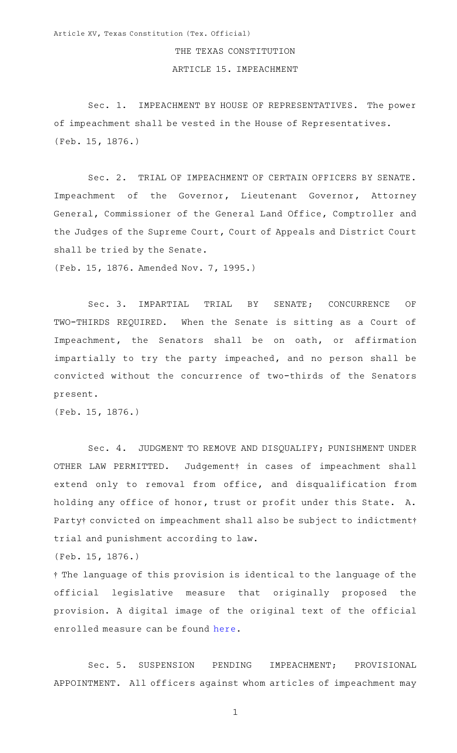Article XV, Texas Constitution (Tex. Official)

# THE TEXAS CONSTITUTION

## ARTICLE 15. IMPEACHMENT

Sec. 1. IMPEACHMENT BY HOUSE OF REPRESENTATIVES. The power of impeachment shall be vested in the House of Representatives.
(Feb. 15, 1876.)

Sec. 2. TRIAL OF IMPEACHMENT OF CERTAIN OFFICERS BY SENATE. Impeachment of the Governor, Lieutenant Governor, Attorney General, Commissioner of the General Land Office, Comptroller and the Judges of the Supreme Court, Court of Appeals and District Court shall be tried by the Senate.
(Feb. 15, 1876. Amended Nov. 7, 1995.)

Sec. 3. IMPARTIAL TRIAL BY SENATE; CONCURRENCE OF TWO-THIRDS REQUIRED. When the Senate is sitting as a Court of Impeachment, the Senators shall be on oath, or affirmation impartially to try the party impeached, and no person shall be convicted without the concurrence of two-thirds of the Senators present.
(Feb. 15, 1876.)

Sec. 4. JUDGMENT TO REMOVE AND DISQUALIFY; PUNISHMENT UNDER OTHER LAW PERMITTED. Judgement† in cases of impeachment shall extend only to removal from office, and disqualification from holding any office of honor, trust or profit under this State. A. Party† convicted on impeachment shall also be subject to indictment† trial and punishment according to law.
(Feb. 15, 1876.)

† The language of this provision is identical to the language of the official legislative measure that originally proposed the provision. A digital image of the original text of the official enrolled measure can be found here.

Sec. 5. SUSPENSION PENDING IMPEACHMENT; PROVISIONAL APPOINTMENT. All officers against whom articles of impeachment may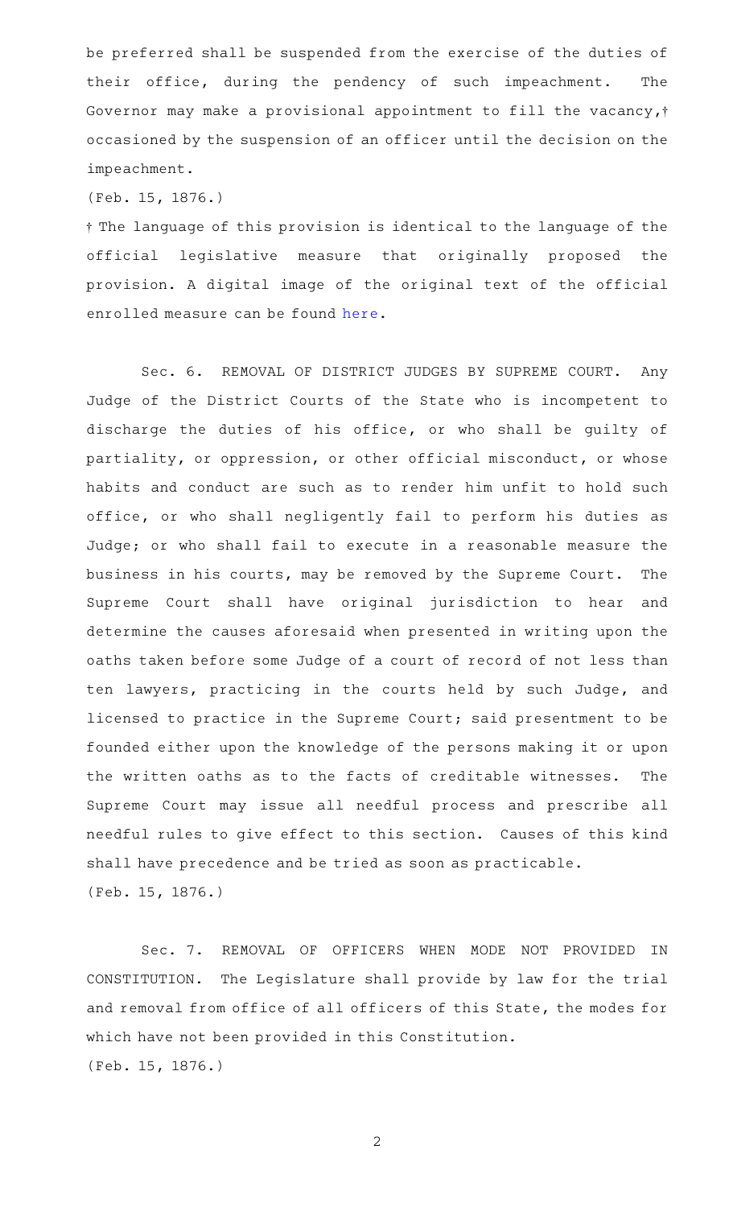be preferred shall be suspended from the exercise of the duties of their office, during the pendency of such impeachment. The Governor may make a provisional appointment to fill the vacancy,† occasioned by the suspension of an officer until the decision on the impeachment.

(Feb. 15, 1876.)

† The language of this provision is identical to the language of the official legislative measure that originally proposed the provision. A digital image of the original text of the official enrolled measure can be found here.

Sec. 6. REMOVAL OF DISTRICT JUDGES BY SUPREME COURT. Any Judge of the District Courts of the State who is incompetent to discharge the duties of his office, or who shall be guilty of partiality, or oppression, or other official misconduct, or whose habits and conduct are such as to render him unfit to hold such office, or who shall negligently fail to perform his duties as Judge; or who shall fail to execute in a reasonable measure the business in his courts, may be removed by the Supreme Court. The Supreme Court shall have original jurisdiction to hear and determine the causes aforesaid when presented in writing upon the oaths taken before some Judge of a court of record of not less than ten lawyers, practicing in the courts held by such Judge, and licensed to practice in the Supreme Court; said presentment to be founded either upon the knowledge of the persons making it or upon the written oaths as to the facts of creditable witnesses. The Supreme Court may issue all needful process and prescribe all needful rules to give effect to this section. Causes of this kind shall have precedence and be tried as soon as practicable.

(Feb. 15, 1876.)

Sec. 7. REMOVAL OF OFFICERS WHEN MODE NOT PROVIDED IN CONSTITUTION. The Legislature shall provide by law for the trial and removal from office of all officers of this State, the modes for which have not been provided in this Constitution.

(Feb. 15, 1876.)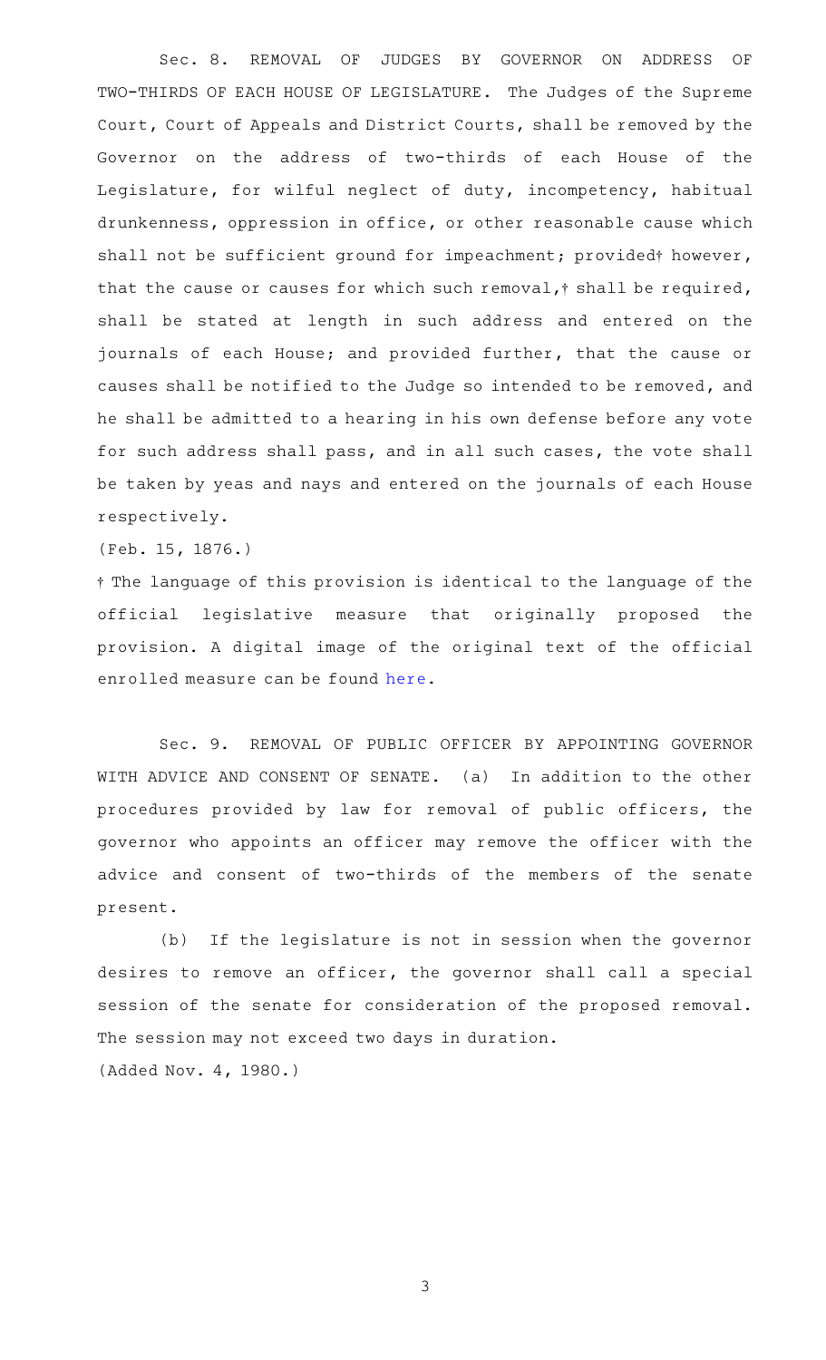Sec. 8. REMOVAL OF JUDGES BY GOVERNOR ON ADDRESS OF TWO-THIRDS OF EACH HOUSE OF LEGISLATURE. The Judges of the Supreme Court, Court of Appeals and District Courts, shall be removed by the Governor on the address of two-thirds of each House of the Legislature, for wilful neglect of duty, incompetency, habitual drunkenness, oppression in office, or other reasonable cause which shall not be sufficient ground for impeachment; provided† however, that the cause or causes for which such removal,† shall be required, shall be stated at length in such address and entered on the journals of each House; and provided further, that the cause or causes shall be notified to the Judge so intended to be removed, and he shall be admitted to a hearing in his own defense before any vote for such address shall pass, and in all such cases, the vote shall be taken by yeas and nays and entered on the journals of each House respectively.

(Feb. 15, 1876.)

† The language of this provision is identical to the language of the official legislative measure that originally proposed the provision. A digital image of the original text of the official enrolled measure can be found here.

Sec. 9. REMOVAL OF PUBLIC OFFICER BY APPOINTING GOVERNOR WITH ADVICE AND CONSENT OF SENATE. (a) In addition to the other procedures provided by law for removal of public officers, the governor who appoints an officer may remove the officer with the advice and consent of two-thirds of the members of the senate present.

(b) If the legislature is not in session when the governor desires to remove an officer, the governor shall call a special session of the senate for consideration of the proposed removal. The session may not exceed two days in duration.

(Added Nov. 4, 1980.)